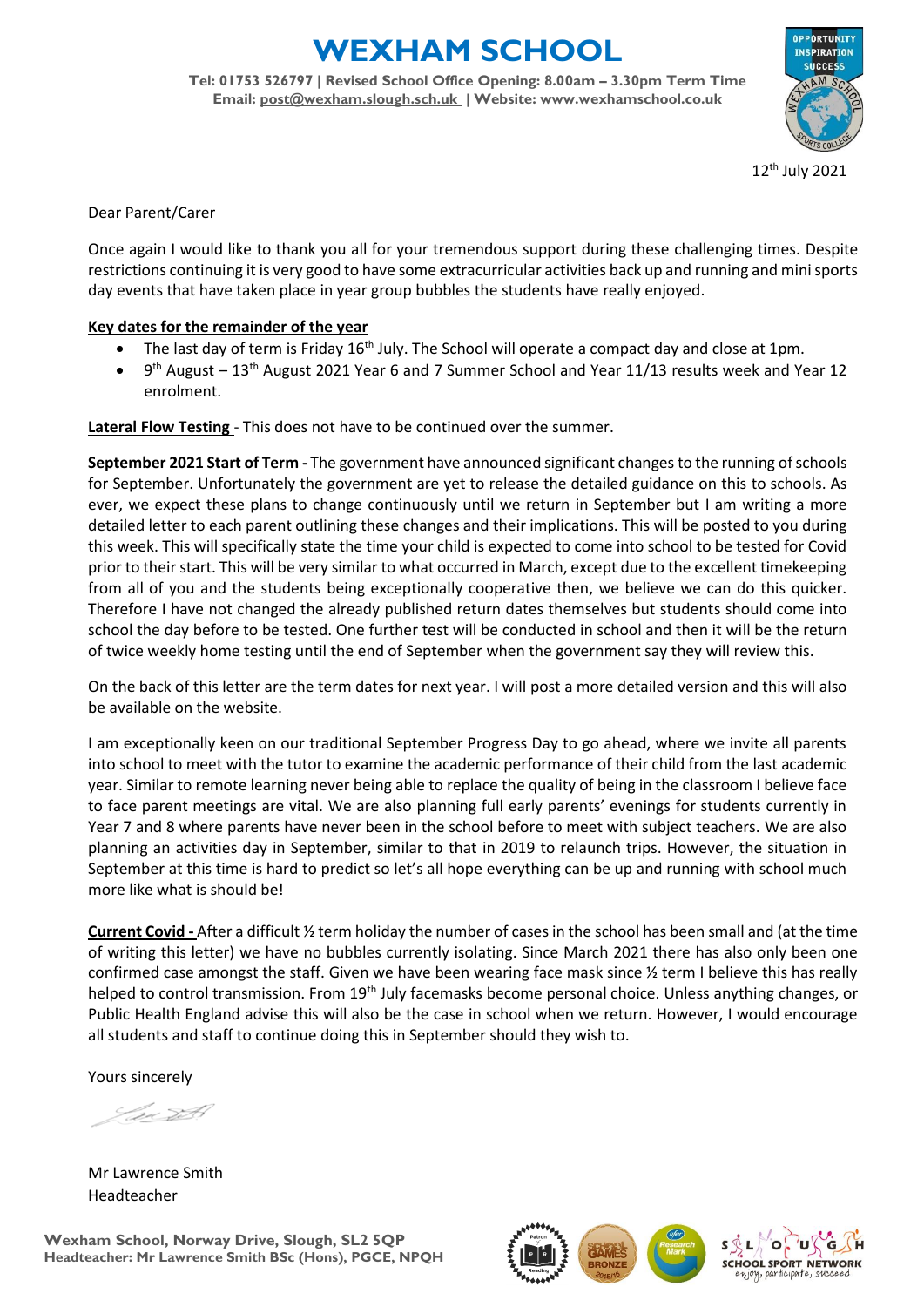# WEXHAM SCHOOL

**Tel: 01753 526797 | Revised School Office Opening: 8.00am – 3.30pm Term Time**
**Email: post@wexham.slough.sch.uk | Website: www.wexhamschool.co.uk**

12th July 2021

Dear Parent/Carer

Once again I would like to thank you all for your tremendous support during these challenging times. Despite restrictions continuing it is very good to have some extracurricular activities back up and running and mini sports day events that have taken place in year group bubbles the students have really enjoyed.

**Key dates for the remainder of the year**

- The last day of term is Friday 16th July. The School will operate a compact day and close at 1pm.
- 9th August – 13th August 2021 Year 6 and 7 Summer School and Year 11/13 results week and Year 12 enrolment.

**Lateral Flow Testing** - This does not have to be continued over the summer.

**September 2021 Start of Term -** The government have announced significant changes to the running of schools for September. Unfortunately the government are yet to release the detailed guidance on this to schools. As ever, we expect these plans to change continuously until we return in September but I am writing a more detailed letter to each parent outlining these changes and their implications. This will be posted to you during this week. This will specifically state the time your child is expected to come into school to be tested for Covid prior to their start. This will be very similar to what occurred in March, except due to the excellent timekeeping from all of you and the students being exceptionally cooperative then, we believe we can do this quicker. Therefore I have not changed the already published return dates themselves but students should come into school the day before to be tested. One further test will be conducted in school and then it will be the return of twice weekly home testing until the end of September when the government say they will review this.

On the back of this letter are the term dates for next year. I will post a more detailed version and this will also be available on the website.

I am exceptionally keen on our traditional September Progress Day to go ahead, where we invite all parents into school to meet with the tutor to examine the academic performance of their child from the last academic year. Similar to remote learning never being able to replace the quality of being in the classroom I believe face to face parent meetings are vital. We are also planning full early parents' evenings for students currently in Year 7 and 8 where parents have never been in the school before to meet with subject teachers. We are also planning an activities day in September, similar to that in 2019 to relaunch trips. However, the situation in September at this time is hard to predict so let's all hope everything can be up and running with school much more like what is should be!

**Current Covid -** After a difficult ½ term holiday the number of cases in the school has been small and (at the time of writing this letter) we have no bubbles currently isolating. Since March 2021 there has also only been one confirmed case amongst the staff. Given we have been wearing face mask since ½ term I believe this has really helped to control transmission. From 19th July facemasks become personal choice. Unless anything changes, or Public Health England advise this will also be the case in school when we return. However, I would encourage all students and staff to continue doing this in September should they wish to.

Yours sincerely

Mr Lawrence Smith
Headteacher

**Wexham School, Norway Drive, Slough, SL2 5QP**
**Headteacher: Mr Lawrence Smith BSc (Hons), PGCE, NPQH**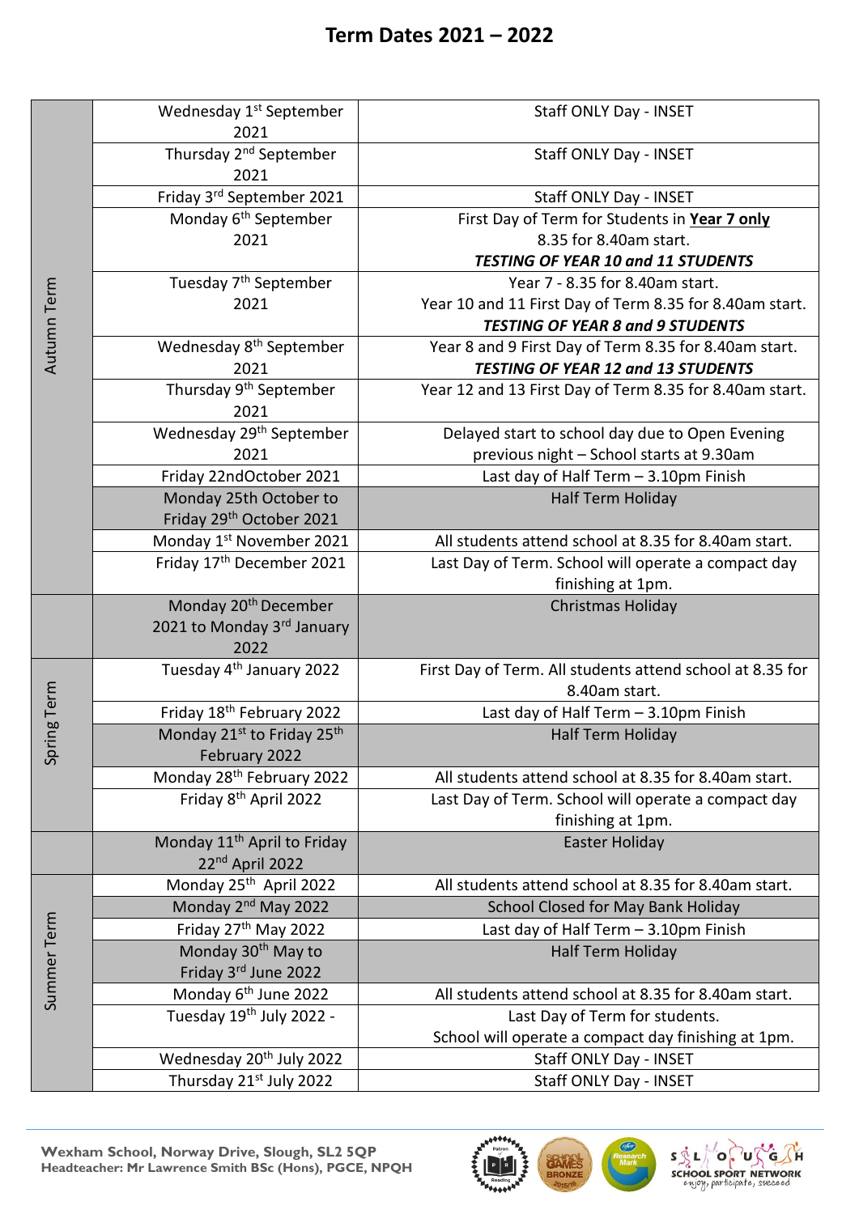# Term Dates 2021 – 2022

| | | |
|---|---|---|
| Autumn Term | Wednesday 1st September 2021 | Staff ONLY Day - INSET |
| | Thursday 2nd September 2021 | Staff ONLY Day - INSET |
| | Friday 3rd September 2021 | Staff ONLY Day - INSET |
| | Monday 6th September 2021 | First Day of Term for Students in **Year 7 only** 8.35 for 8.40am start. ***TESTING OF YEAR 10 and 11 STUDENTS*** |
| | Tuesday 7th September 2021 | Year 7 - 8.35 for 8.40am start. Year 10 and 11 First Day of Term 8.35 for 8.40am start. ***TESTING OF YEAR 8 and 9 STUDENTS*** |
| | Wednesday 8th September 2021 | Year 8 and 9 First Day of Term 8.35 for 8.40am start. ***TESTING OF YEAR 12 and 13 STUDENTS*** |
| | Thursday 9th September 2021 | Year 12 and 13 First Day of Term 8.35 for 8.40am start. |
| | Wednesday 29th September 2021 | Delayed start to school day due to Open Evening previous night – School starts at 9.30am |
| | Friday 22ndOctober 2021 | Last day of Half Term – 3.10pm Finish |
| | Monday 25th October to Friday 29th October 2021 | Half Term Holiday |
| | Monday 1st November 2021 | All students attend school at 8.35 for 8.40am start. |
| | Friday 17th December 2021 | Last Day of Term. School will operate a compact day finishing at 1pm. |
| | Monday 20th December 2021 to Monday 3rd January 2022 | Christmas Holiday |
| Spring Term | Tuesday 4th January 2022 | First Day of Term. All students attend school at 8.35 for 8.40am start. |
| | Friday 18th February 2022 | Last day of Half Term – 3.10pm Finish |
| | Monday 21st to Friday 25th February 2022 | Half Term Holiday |
| | Monday 28th February 2022 | All students attend school at 8.35 for 8.40am start. |
| | Friday 8th April 2022 | Last Day of Term. School will operate a compact day finishing at 1pm. |
| | Monday 11th April to Friday 22nd April 2022 | Easter Holiday |
| Summer Term | Monday 25th April 2022 | All students attend school at 8.35 for 8.40am start. |
| | Monday 2nd May 2022 | School Closed for May Bank Holiday |
| | Friday 27th May 2022 | Last day of Half Term – 3.10pm Finish |
| | Monday 30th May to Friday 3rd June 2022 | Half Term Holiday |
| | Monday 6th June 2022 | All students attend school at 8.35 for 8.40am start. |
| | Tuesday 19th July 2022 - | Last Day of Term for students. School will operate a compact day finishing at 1pm. |
| | Wednesday 20th July 2022 | Staff ONLY Day - INSET |
| | Thursday 21st July 2022 | Staff ONLY Day - INSET |

**Wexham School, Norway Drive, Slough, SL2 5QP**
**Headteacher: Mr Lawrence Smith BSc (Hons), PGCE, NPQH**